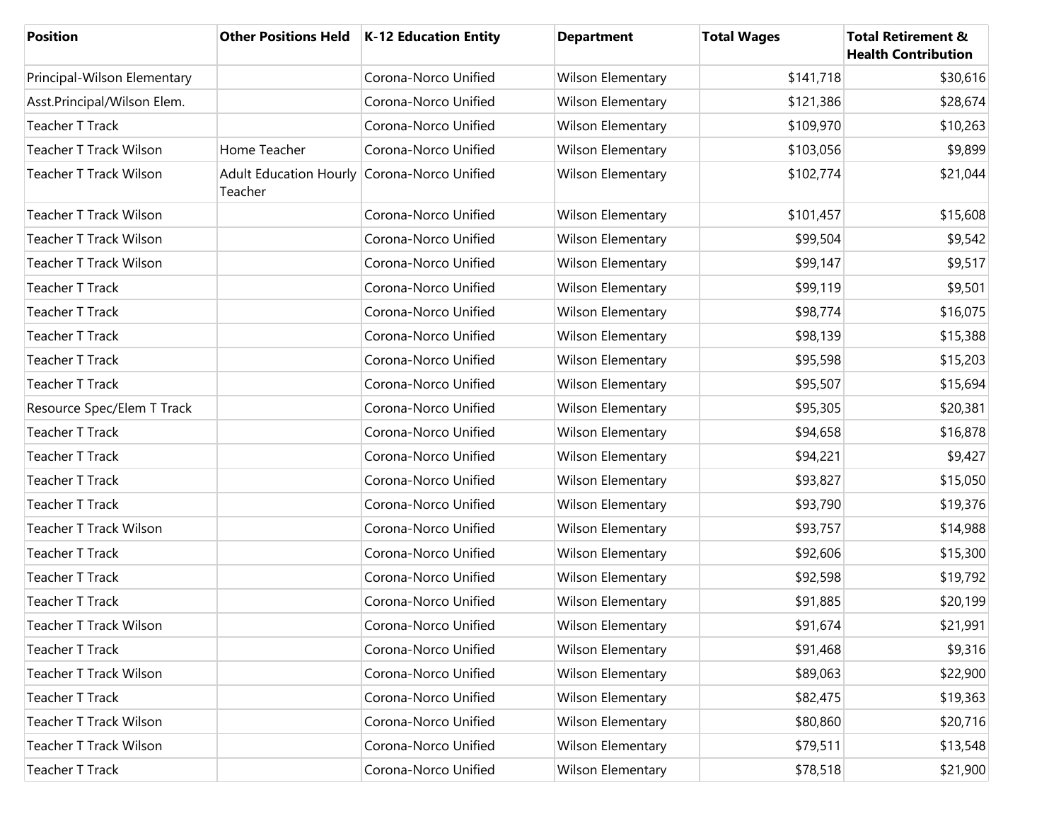| Position | Other Positions Held | K-12 Education Entity | Department | Total Wages | Total Retirement & Health Contribution |
|---|---|---|---|---|---|
| Principal-Wilson Elementary | | Corona-Norco Unified | Wilson Elementary | $141,718 | $30,616 |
| Asst.Principal/Wilson Elem. | | Corona-Norco Unified | Wilson Elementary | $121,386 | $28,674 |
| Teacher T Track | | Corona-Norco Unified | Wilson Elementary | $109,970 | $10,263 |
| Teacher T Track Wilson | Home Teacher | Corona-Norco Unified | Wilson Elementary | $103,056 | $9,899 |
| Teacher T Track Wilson | Adult Education Hourly Teacher | Corona-Norco Unified | Wilson Elementary | $102,774 | $21,044 |
| Teacher T Track Wilson | | Corona-Norco Unified | Wilson Elementary | $101,457 | $15,608 |
| Teacher T Track Wilson | | Corona-Norco Unified | Wilson Elementary | $99,504 | $9,542 |
| Teacher T Track Wilson | | Corona-Norco Unified | Wilson Elementary | $99,147 | $9,517 |
| Teacher T Track | | Corona-Norco Unified | Wilson Elementary | $99,119 | $9,501 |
| Teacher T Track | | Corona-Norco Unified | Wilson Elementary | $98,774 | $16,075 |
| Teacher T Track | | Corona-Norco Unified | Wilson Elementary | $98,139 | $15,388 |
| Teacher T Track | | Corona-Norco Unified | Wilson Elementary | $95,598 | $15,203 |
| Teacher T Track | | Corona-Norco Unified | Wilson Elementary | $95,507 | $15,694 |
| Resource Spec/Elem T Track | | Corona-Norco Unified | Wilson Elementary | $95,305 | $20,381 |
| Teacher T Track | | Corona-Norco Unified | Wilson Elementary | $94,658 | $16,878 |
| Teacher T Track | | Corona-Norco Unified | Wilson Elementary | $94,221 | $9,427 |
| Teacher T Track | | Corona-Norco Unified | Wilson Elementary | $93,827 | $15,050 |
| Teacher T Track | | Corona-Norco Unified | Wilson Elementary | $93,790 | $19,376 |
| Teacher T Track Wilson | | Corona-Norco Unified | Wilson Elementary | $93,757 | $14,988 |
| Teacher T Track | | Corona-Norco Unified | Wilson Elementary | $92,606 | $15,300 |
| Teacher T Track | | Corona-Norco Unified | Wilson Elementary | $92,598 | $19,792 |
| Teacher T Track | | Corona-Norco Unified | Wilson Elementary | $91,885 | $20,199 |
| Teacher T Track Wilson | | Corona-Norco Unified | Wilson Elementary | $91,674 | $21,991 |
| Teacher T Track | | Corona-Norco Unified | Wilson Elementary | $91,468 | $9,316 |
| Teacher T Track Wilson | | Corona-Norco Unified | Wilson Elementary | $89,063 | $22,900 |
| Teacher T Track | | Corona-Norco Unified | Wilson Elementary | $82,475 | $19,363 |
| Teacher T Track Wilson | | Corona-Norco Unified | Wilson Elementary | $80,860 | $20,716 |
| Teacher T Track Wilson | | Corona-Norco Unified | Wilson Elementary | $79,511 | $13,548 |
| Teacher T Track | | Corona-Norco Unified | Wilson Elementary | $78,518 | $21,900 |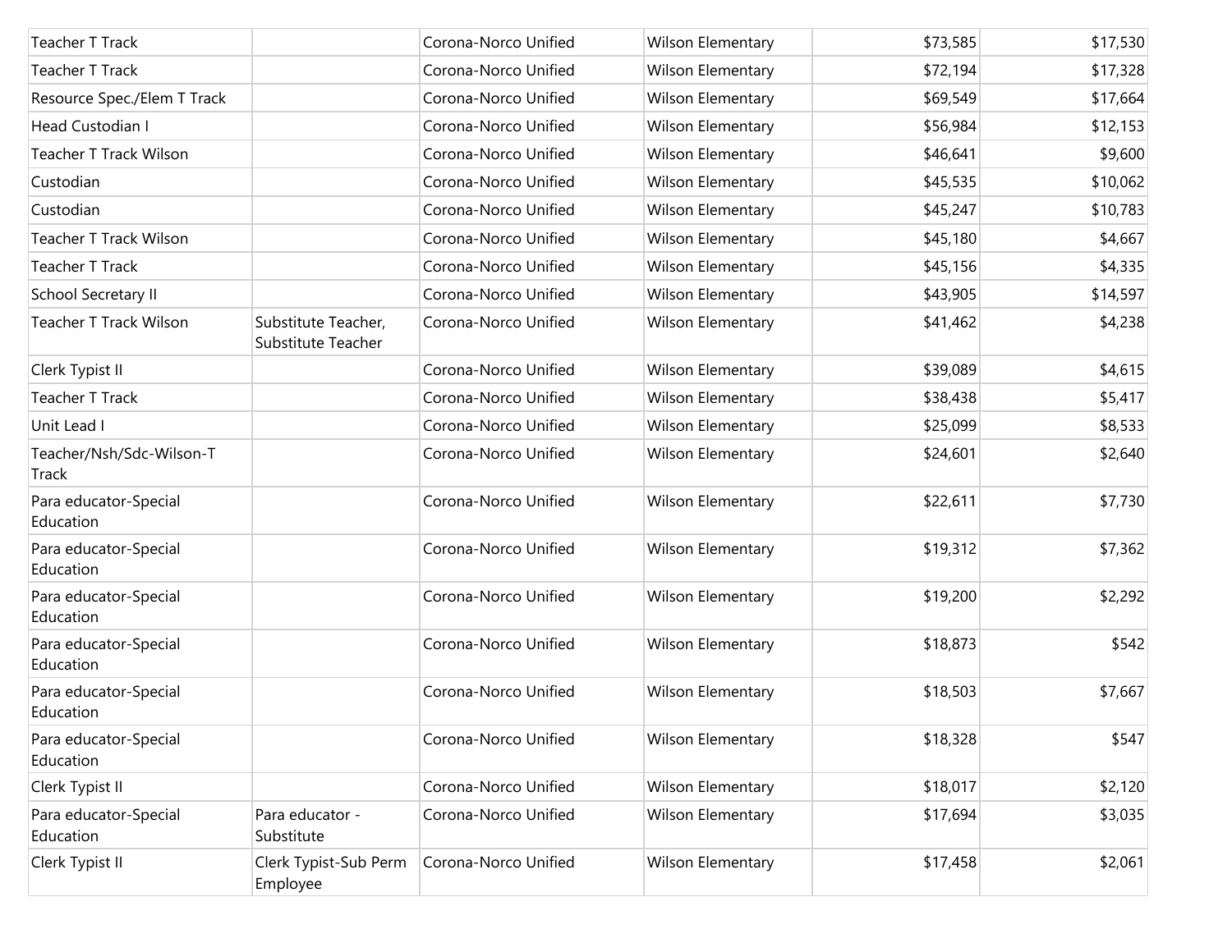| | | | | | |
|---|---|---|---|---|---|
| Teacher T Track | | Corona-Norco Unified | Wilson Elementary | $73,585 | $17,530 |
| Teacher T Track | | Corona-Norco Unified | Wilson Elementary | $72,194 | $17,328 |
| Resource Spec./Elem T Track | | Corona-Norco Unified | Wilson Elementary | $69,549 | $17,664 |
| Head Custodian I | | Corona-Norco Unified | Wilson Elementary | $56,984 | $12,153 |
| Teacher T Track Wilson | | Corona-Norco Unified | Wilson Elementary | $46,641 | $9,600 |
| Custodian | | Corona-Norco Unified | Wilson Elementary | $45,535 | $10,062 |
| Custodian | | Corona-Norco Unified | Wilson Elementary | $45,247 | $10,783 |
| Teacher T Track Wilson | | Corona-Norco Unified | Wilson Elementary | $45,180 | $4,667 |
| Teacher T Track | | Corona-Norco Unified | Wilson Elementary | $45,156 | $4,335 |
| School Secretary II | | Corona-Norco Unified | Wilson Elementary | $43,905 | $14,597 |
| Teacher T Track Wilson | Substitute Teacher, Substitute Teacher | Corona-Norco Unified | Wilson Elementary | $41,462 | $4,238 |
| Clerk Typist II | | Corona-Norco Unified | Wilson Elementary | $39,089 | $4,615 |
| Teacher T Track | | Corona-Norco Unified | Wilson Elementary | $38,438 | $5,417 |
| Unit Lead I | | Corona-Norco Unified | Wilson Elementary | $25,099 | $8,533 |
| Teacher/Nsh/Sdc-Wilson-T Track | | Corona-Norco Unified | Wilson Elementary | $24,601 | $2,640 |
| Para educator-Special Education | | Corona-Norco Unified | Wilson Elementary | $22,611 | $7,730 |
| Para educator-Special Education | | Corona-Norco Unified | Wilson Elementary | $19,312 | $7,362 |
| Para educator-Special Education | | Corona-Norco Unified | Wilson Elementary | $19,200 | $2,292 |
| Para educator-Special Education | | Corona-Norco Unified | Wilson Elementary | $18,873 | $542 |
| Para educator-Special Education | | Corona-Norco Unified | Wilson Elementary | $18,503 | $7,667 |
| Para educator-Special Education | | Corona-Norco Unified | Wilson Elementary | $18,328 | $547 |
| Clerk Typist II | | Corona-Norco Unified | Wilson Elementary | $18,017 | $2,120 |
| Para educator-Special Education | Para educator - Substitute | Corona-Norco Unified | Wilson Elementary | $17,694 | $3,035 |
| Clerk Typist II | Clerk Typist-Sub Perm Employee | Corona-Norco Unified | Wilson Elementary | $17,458 | $2,061 |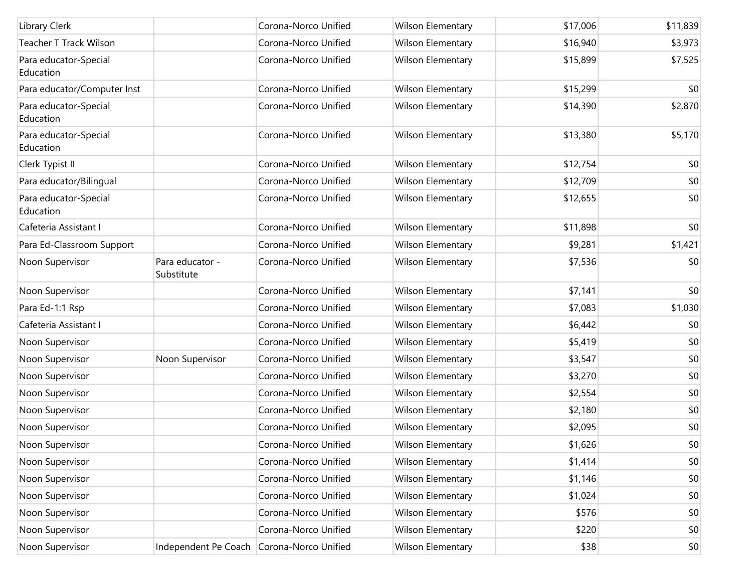| | | | | | |
|---|---|---|---|---|---|
| Library Clerk | | Corona-Norco Unified | Wilson Elementary | $17,006 | $11,839 |
| Teacher T Track Wilson | | Corona-Norco Unified | Wilson Elementary | $16,940 | $3,973 |
| Para educator-Special Education | | Corona-Norco Unified | Wilson Elementary | $15,899 | $7,525 |
| Para educator/Computer Inst | | Corona-Norco Unified | Wilson Elementary | $15,299 | $0 |
| Para educator-Special Education | | Corona-Norco Unified | Wilson Elementary | $14,390 | $2,870 |
| Para educator-Special Education | | Corona-Norco Unified | Wilson Elementary | $13,380 | $5,170 |
| Clerk Typist II | | Corona-Norco Unified | Wilson Elementary | $12,754 | $0 |
| Para educator/Bilingual | | Corona-Norco Unified | Wilson Elementary | $12,709 | $0 |
| Para educator-Special Education | | Corona-Norco Unified | Wilson Elementary | $12,655 | $0 |
| Cafeteria Assistant I | | Corona-Norco Unified | Wilson Elementary | $11,898 | $0 |
| Para Ed-Classroom Support | | Corona-Norco Unified | Wilson Elementary | $9,281 | $1,421 |
| Noon Supervisor | Para educator - Substitute | Corona-Norco Unified | Wilson Elementary | $7,536 | $0 |
| Noon Supervisor | | Corona-Norco Unified | Wilson Elementary | $7,141 | $0 |
| Para Ed-1:1 Rsp | | Corona-Norco Unified | Wilson Elementary | $7,083 | $1,030 |
| Cafeteria Assistant I | | Corona-Norco Unified | Wilson Elementary | $6,442 | $0 |
| Noon Supervisor | | Corona-Norco Unified | Wilson Elementary | $5,419 | $0 |
| Noon Supervisor | Noon Supervisor | Corona-Norco Unified | Wilson Elementary | $3,547 | $0 |
| Noon Supervisor | | Corona-Norco Unified | Wilson Elementary | $3,270 | $0 |
| Noon Supervisor | | Corona-Norco Unified | Wilson Elementary | $2,554 | $0 |
| Noon Supervisor | | Corona-Norco Unified | Wilson Elementary | $2,180 | $0 |
| Noon Supervisor | | Corona-Norco Unified | Wilson Elementary | $2,095 | $0 |
| Noon Supervisor | | Corona-Norco Unified | Wilson Elementary | $1,626 | $0 |
| Noon Supervisor | | Corona-Norco Unified | Wilson Elementary | $1,414 | $0 |
| Noon Supervisor | | Corona-Norco Unified | Wilson Elementary | $1,146 | $0 |
| Noon Supervisor | | Corona-Norco Unified | Wilson Elementary | $1,024 | $0 |
| Noon Supervisor | | Corona-Norco Unified | Wilson Elementary | $576 | $0 |
| Noon Supervisor | | Corona-Norco Unified | Wilson Elementary | $220 | $0 |
| Noon Supervisor | Independent Pe Coach | Corona-Norco Unified | Wilson Elementary | $38 | $0 |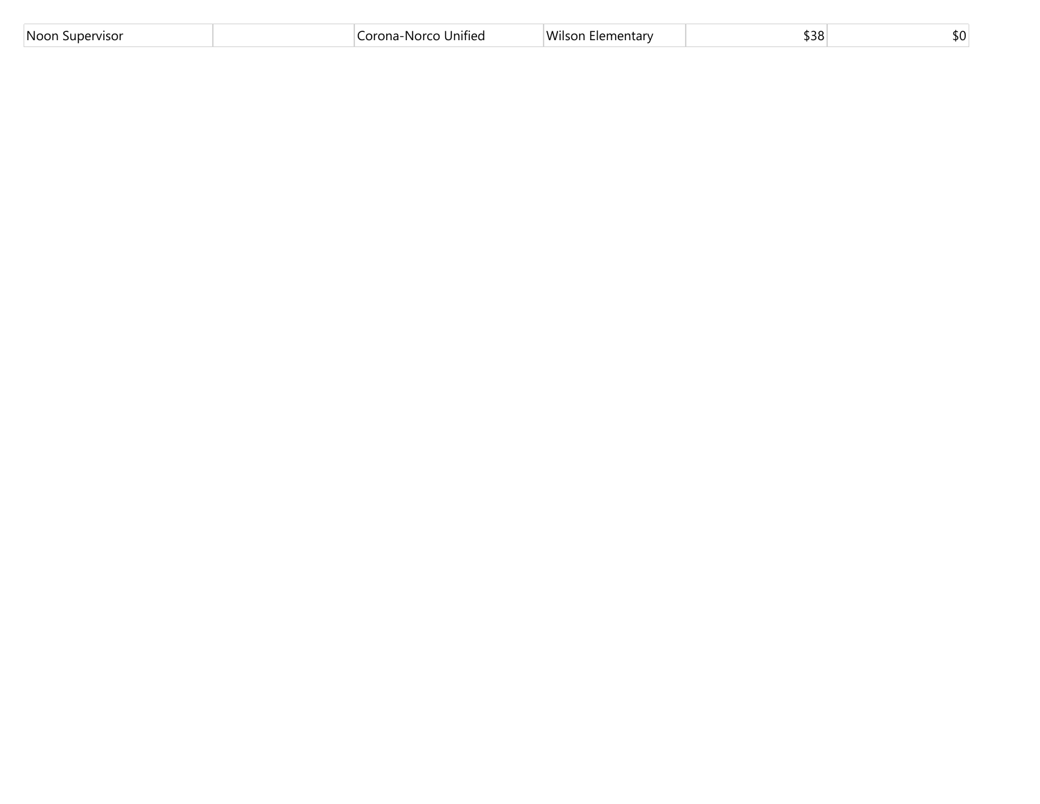| | | | | | |
|---|---|---|---|---|---|
| Noon Supervisor | | Corona-Norco Unified | Wilson Elementary | $38 | $0 |